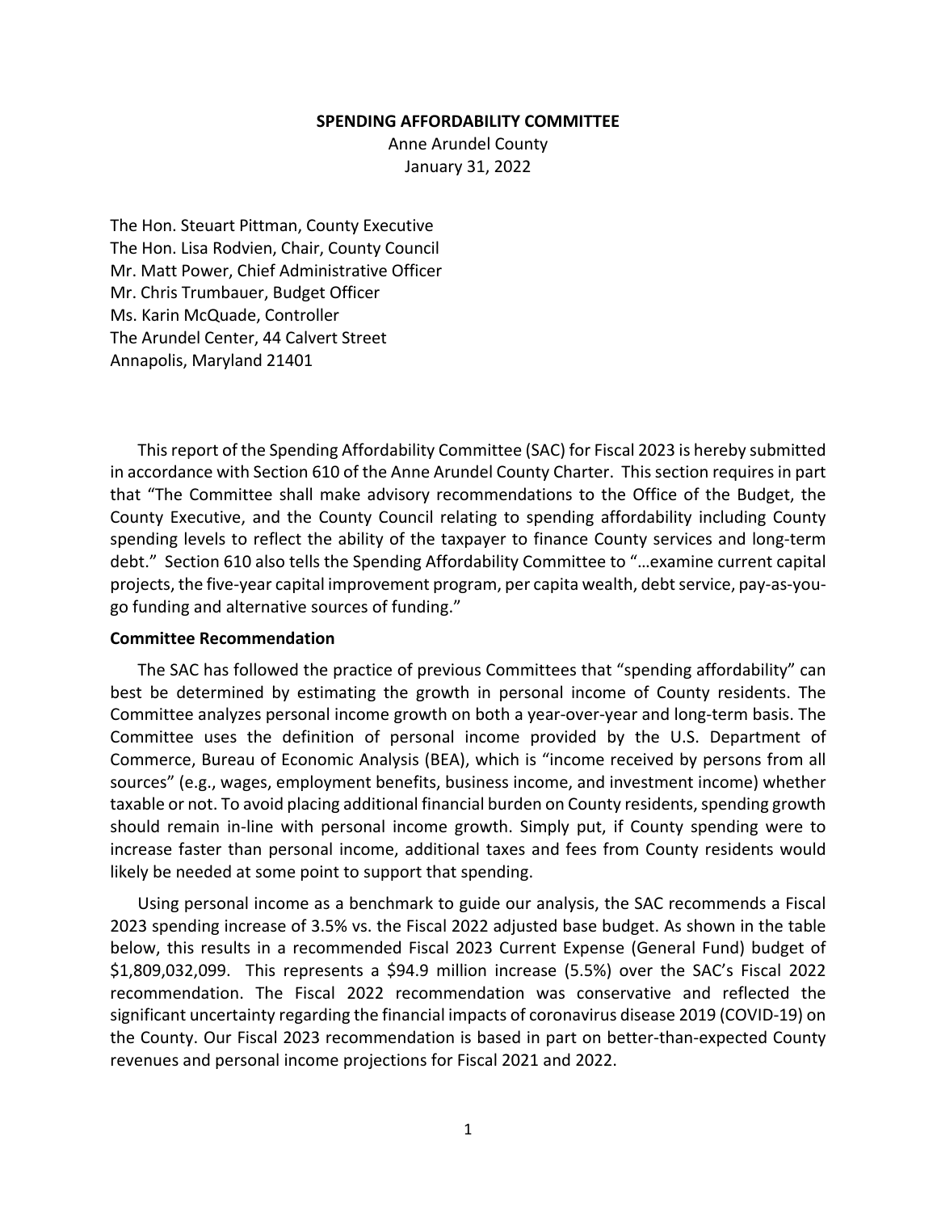**SPENDING AFFORDABILITY COMMITTEE**
Anne Arundel County
January 31, 2022

The Hon. Steuart Pittman, County Executive
The Hon. Lisa Rodvien, Chair, County Council
Mr. Matt Power, Chief Administrative Officer
Mr. Chris Trumbauer, Budget Officer
Ms. Karin McQuade, Controller
The Arundel Center, 44 Calvert Street
Annapolis, Maryland 21401

This report of the Spending Affordability Committee (SAC) for Fiscal 2023 is hereby submitted in accordance with Section 610 of the Anne Arundel County Charter. This section requires in part that "The Committee shall make advisory recommendations to the Office of the Budget, the County Executive, and the County Council relating to spending affordability including County spending levels to reflect the ability of the taxpayer to finance County services and long-term debt." Section 610 also tells the Spending Affordability Committee to "…examine current capital projects, the five-year capital improvement program, per capita wealth, debt service, pay-as-you-go funding and alternative sources of funding."

**Committee Recommendation**

The SAC has followed the practice of previous Committees that "spending affordability" can best be determined by estimating the growth in personal income of County residents. The Committee analyzes personal income growth on both a year-over-year and long-term basis. The Committee uses the definition of personal income provided by the U.S. Department of Commerce, Bureau of Economic Analysis (BEA), which is "income received by persons from all sources" (e.g., wages, employment benefits, business income, and investment income) whether taxable or not. To avoid placing additional financial burden on County residents, spending growth should remain in-line with personal income growth. Simply put, if County spending were to increase faster than personal income, additional taxes and fees from County residents would likely be needed at some point to support that spending.

Using personal income as a benchmark to guide our analysis, the SAC recommends a Fiscal 2023 spending increase of 3.5% vs. the Fiscal 2022 adjusted base budget. As shown in the table below, this results in a recommended Fiscal 2023 Current Expense (General Fund) budget of $1,809,032,099. This represents a $94.9 million increase (5.5%) over the SAC's Fiscal 2022 recommendation. The Fiscal 2022 recommendation was conservative and reflected the significant uncertainty regarding the financial impacts of coronavirus disease 2019 (COVID-19) on the County. Our Fiscal 2023 recommendation is based in part on better-than-expected County revenues and personal income projections for Fiscal 2021 and 2022.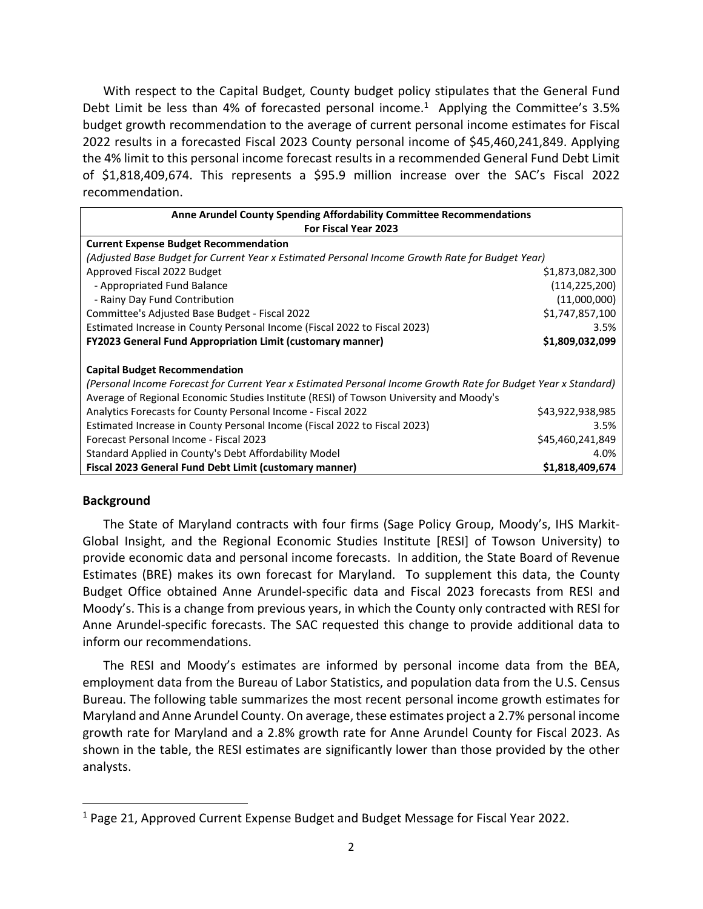With respect to the Capital Budget, County budget policy stipulates that the General Fund Debt Limit be less than 4% of forecasted personal income.[1] Applying the Committee's 3.5% budget growth recommendation to the average of current personal income estimates for Fiscal 2022 results in a forecasted Fiscal 2023 County personal income of $45,460,241,849. Applying the 4% limit to this personal income forecast results in a recommended General Fund Debt Limit of $1,818,409,674. This represents a $95.9 million increase over the SAC's Fiscal 2022 recommendation.

| **Anne Arundel County Spending Affordability Committee Recommendations For Fiscal Year 2023** | |
|---|---|
| **Current Expense Budget Recommendation** | |
| *(Adjusted Base Budget for Current Year x Estimated Personal Income Growth Rate for Budget Year)* | |
| Approved Fiscal 2022 Budget | $1,873,082,300 |
| - Appropriated Fund Balance | (114,225,200) |
| - Rainy Day Fund Contribution | (11,000,000) |
| Committee's Adjusted Base Budget - Fiscal 2022 | $1,747,857,100 |
| Estimated Increase in County Personal Income (Fiscal 2022 to Fiscal 2023) | 3.5% |
| **FY2023 General Fund Appropriation Limit (customary manner)** | **$1,809,032,099** |
| | |
| **Capital Budget Recommendation** | |
| *(Personal Income Forecast for Current Year x Estimated Personal Income Growth Rate for Budget Year x Standard)* | |
| Average of Regional Economic Studies Institute (RESI) of Towson University and Moody's Analytics Forecasts for County Personal Income - Fiscal 2022 | $43,922,938,985 |
| Estimated Increase in County Personal Income (Fiscal 2022 to Fiscal 2023) | 3.5% |
| Forecast Personal Income - Fiscal 2023 | $45,460,241,849 |
| Standard Applied in County's Debt Affordability Model | 4.0% |
| **Fiscal 2023 General Fund Debt Limit (customary manner)** | **$1,818,409,674** |

## Background

The State of Maryland contracts with four firms (Sage Policy Group, Moody's, IHS Markit-Global Insight, and the Regional Economic Studies Institute [RESI] of Towson University) to provide economic data and personal income forecasts. In addition, the State Board of Revenue Estimates (BRE) makes its own forecast for Maryland. To supplement this data, the County Budget Office obtained Anne Arundel-specific data and Fiscal 2023 forecasts from RESI and Moody's. This is a change from previous years, in which the County only contracted with RESI for Anne Arundel-specific forecasts. The SAC requested this change to provide additional data to inform our recommendations.

The RESI and Moody's estimates are informed by personal income data from the BEA, employment data from the Bureau of Labor Statistics, and population data from the U.S. Census Bureau. The following table summarizes the most recent personal income growth estimates for Maryland and Anne Arundel County. On average, these estimates project a 2.7% personal income growth rate for Maryland and a 2.8% growth rate for Anne Arundel County for Fiscal 2023. As shown in the table, the RESI estimates are significantly lower than those provided by the other analysts.

[1] Page 21, Approved Current Expense Budget and Budget Message for Fiscal Year 2022.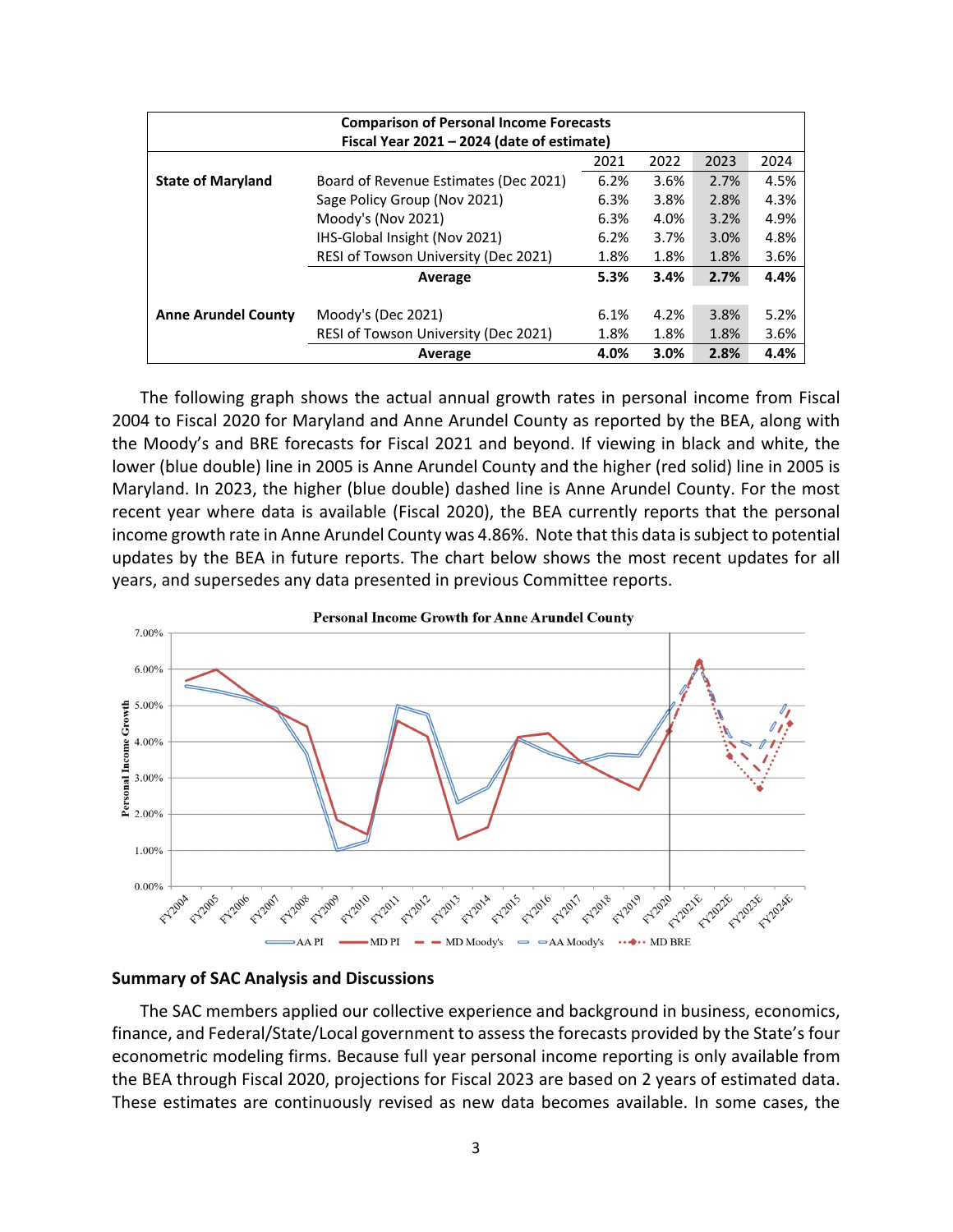| Comparison of Personal Income Forecasts<br>Fiscal Year 2021 – 2024 (date of estimate) | | | | | |
|---|---|---|---|---|---|
| | | 2021 | 2022 | 2023 | 2024 |
| **State of Maryland** | Board of Revenue Estimates (Dec 2021) | 6.2% | 3.6% | 2.7% | 4.5% |
| | Sage Policy Group (Nov 2021) | 6.3% | 3.8% | 2.8% | 4.3% |
| | Moody's (Nov 2021) | 6.3% | 4.0% | 3.2% | 4.9% |
| | IHS-Global Insight (Nov 2021) | 6.2% | 3.7% | 3.0% | 4.8% |
| | RESI of Towson University (Dec 2021) | 1.8% | 1.8% | 1.8% | 3.6% |
| | **Average** | **5.3%** | **3.4%** | **2.7%** | **4.4%** |
| **Anne Arundel County** | Moody's (Dec 2021) | 6.1% | 4.2% | 3.8% | 5.2% |
| | RESI of Towson University (Dec 2021) | 1.8% | 1.8% | 1.8% | 3.6% |
| | **Average** | **4.0%** | **3.0%** | **2.8%** | **4.4%** |

The following graph shows the actual annual growth rates in personal income from Fiscal 2004 to Fiscal 2020 for Maryland and Anne Arundel County as reported by the BEA, along with the Moody's and BRE forecasts for Fiscal 2021 and beyond. If viewing in black and white, the lower (blue double) line in 2005 is Anne Arundel County and the higher (red solid) line in 2005 is Maryland. In 2023, the higher (blue double) dashed line is Anne Arundel County. For the most recent year where data is available (Fiscal 2020), the BEA currently reports that the personal income growth rate in Anne Arundel County was 4.86%. Note that this data is subject to potential updates by the BEA in future reports. The chart below shows the most recent updates for all years, and supersedes any data presented in previous Committee reports.

**Personal Income Growth for Anne Arundel County**

## Summary of SAC Analysis and Discussions

The SAC members applied our collective experience and background in business, economics, finance, and Federal/State/Local government to assess the forecasts provided by the State's four econometric modeling firms. Because full year personal income reporting is only available from the BEA through Fiscal 2020, projections for Fiscal 2023 are based on 2 years of estimated data. These estimates are continuously revised as new data becomes available. In some cases, the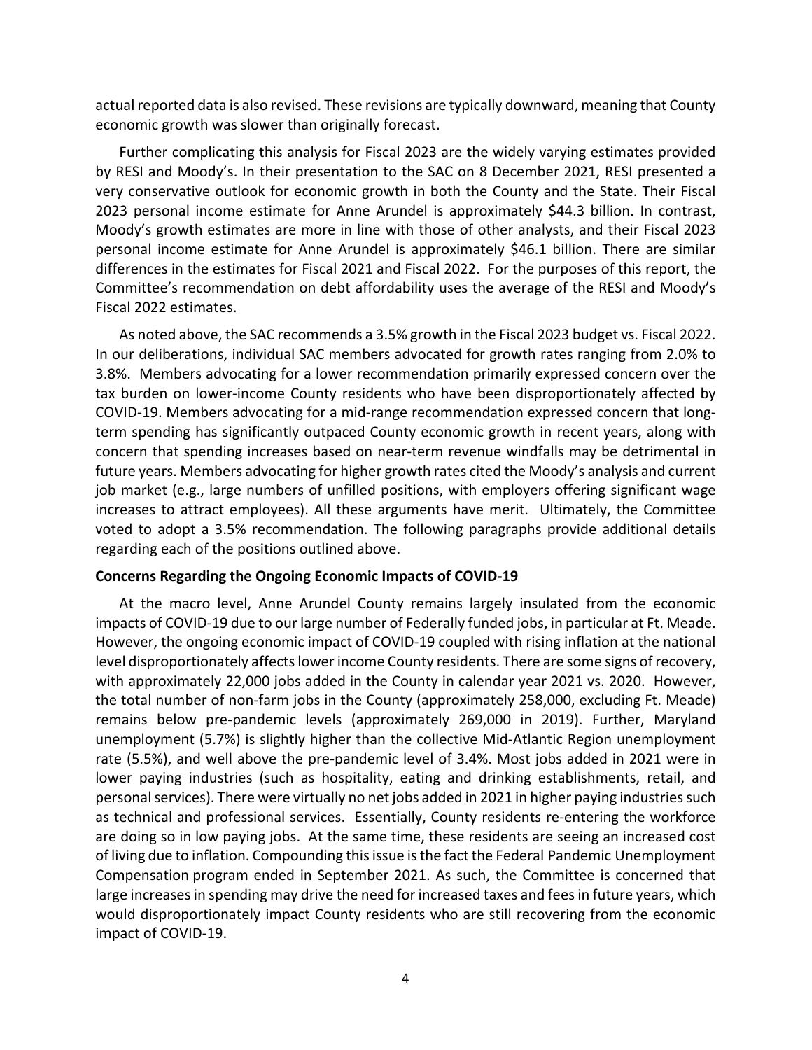actual reported data is also revised. These revisions are typically downward, meaning that County economic growth was slower than originally forecast.

Further complicating this analysis for Fiscal 2023 are the widely varying estimates provided by RESI and Moody's. In their presentation to the SAC on 8 December 2021, RESI presented a very conservative outlook for economic growth in both the County and the State. Their Fiscal 2023 personal income estimate for Anne Arundel is approximately $44.3 billion. In contrast, Moody's growth estimates are more in line with those of other analysts, and their Fiscal 2023 personal income estimate for Anne Arundel is approximately $46.1 billion. There are similar differences in the estimates for Fiscal 2021 and Fiscal 2022. For the purposes of this report, the Committee's recommendation on debt affordability uses the average of the RESI and Moody's Fiscal 2022 estimates.

As noted above, the SAC recommends a 3.5% growth in the Fiscal 2023 budget vs. Fiscal 2022. In our deliberations, individual SAC members advocated for growth rates ranging from 2.0% to 3.8%. Members advocating for a lower recommendation primarily expressed concern over the tax burden on lower-income County residents who have been disproportionately affected by COVID-19. Members advocating for a mid-range recommendation expressed concern that long-term spending has significantly outpaced County economic growth in recent years, along with concern that spending increases based on near-term revenue windfalls may be detrimental in future years. Members advocating for higher growth rates cited the Moody's analysis and current job market (e.g., large numbers of unfilled positions, with employers offering significant wage increases to attract employees). All these arguments have merit. Ultimately, the Committee voted to adopt a 3.5% recommendation. The following paragraphs provide additional details regarding each of the positions outlined above.

**Concerns Regarding the Ongoing Economic Impacts of COVID-19**

At the macro level, Anne Arundel County remains largely insulated from the economic impacts of COVID-19 due to our large number of Federally funded jobs, in particular at Ft. Meade. However, the ongoing economic impact of COVID-19 coupled with rising inflation at the national level disproportionately affects lower income County residents. There are some signs of recovery, with approximately 22,000 jobs added in the County in calendar year 2021 vs. 2020. However, the total number of non-farm jobs in the County (approximately 258,000, excluding Ft. Meade) remains below pre-pandemic levels (approximately 269,000 in 2019). Further, Maryland unemployment (5.7%) is slightly higher than the collective Mid-Atlantic Region unemployment rate (5.5%), and well above the pre-pandemic level of 3.4%. Most jobs added in 2021 were in lower paying industries (such as hospitality, eating and drinking establishments, retail, and personal services). There were virtually no net jobs added in 2021 in higher paying industries such as technical and professional services. Essentially, County residents re-entering the workforce are doing so in low paying jobs. At the same time, these residents are seeing an increased cost of living due to inflation. Compounding this issue is the fact the Federal Pandemic Unemployment Compensation program ended in September 2021. As such, the Committee is concerned that large increases in spending may drive the need for increased taxes and fees in future years, which would disproportionately impact County residents who are still recovering from the economic impact of COVID-19.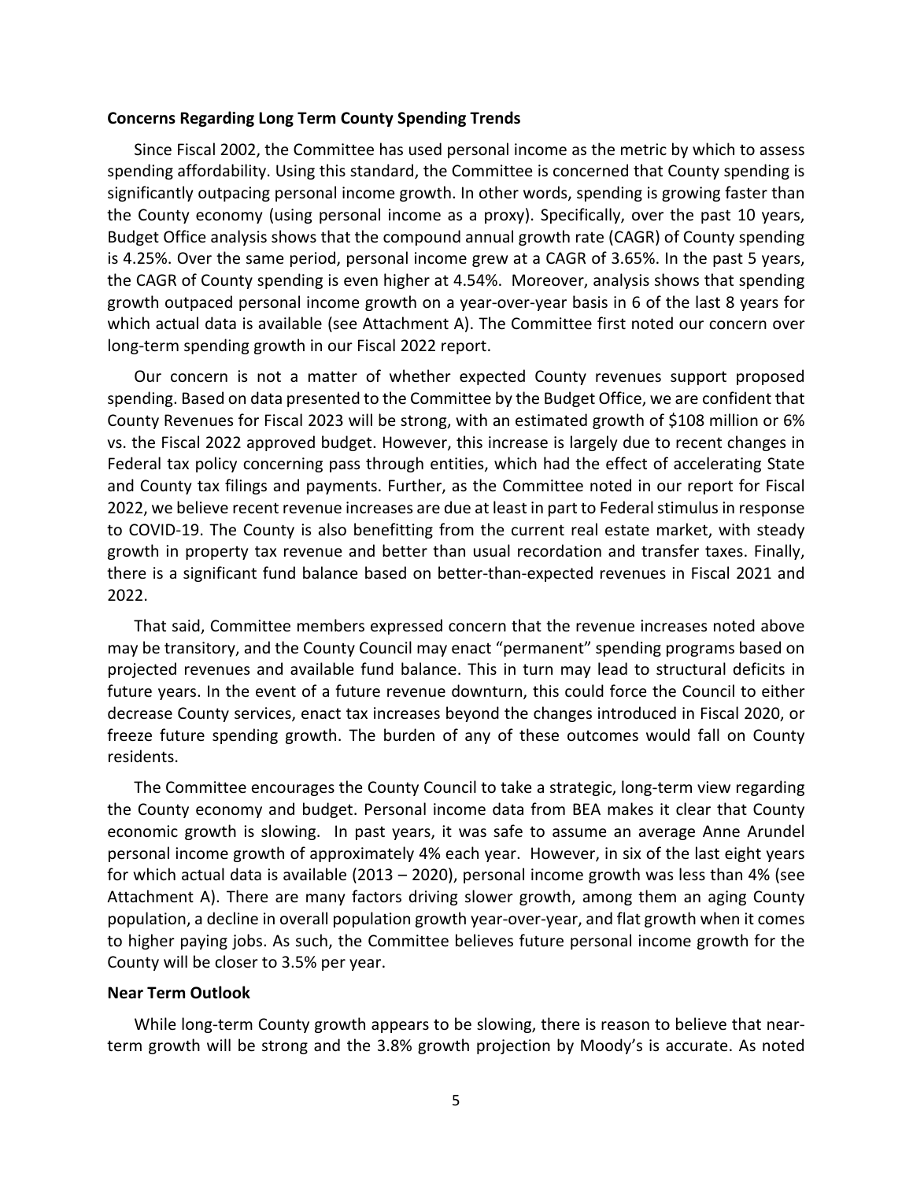**Concerns Regarding Long Term County Spending Trends**

Since Fiscal 2002, the Committee has used personal income as the metric by which to assess spending affordability. Using this standard, the Committee is concerned that County spending is significantly outpacing personal income growth. In other words, spending is growing faster than the County economy (using personal income as a proxy). Specifically, over the past 10 years, Budget Office analysis shows that the compound annual growth rate (CAGR) of County spending is 4.25%. Over the same period, personal income grew at a CAGR of 3.65%. In the past 5 years, the CAGR of County spending is even higher at 4.54%. Moreover, analysis shows that spending growth outpaced personal income growth on a year-over-year basis in 6 of the last 8 years for which actual data is available (see Attachment A). The Committee first noted our concern over long-term spending growth in our Fiscal 2022 report.

Our concern is not a matter of whether expected County revenues support proposed spending. Based on data presented to the Committee by the Budget Office, we are confident that County Revenues for Fiscal 2023 will be strong, with an estimated growth of $108 million or 6% vs. the Fiscal 2022 approved budget. However, this increase is largely due to recent changes in Federal tax policy concerning pass through entities, which had the effect of accelerating State and County tax filings and payments. Further, as the Committee noted in our report for Fiscal 2022, we believe recent revenue increases are due at least in part to Federal stimulus in response to COVID-19. The County is also benefitting from the current real estate market, with steady growth in property tax revenue and better than usual recordation and transfer taxes. Finally, there is a significant fund balance based on better-than-expected revenues in Fiscal 2021 and 2022.

That said, Committee members expressed concern that the revenue increases noted above may be transitory, and the County Council may enact "permanent" spending programs based on projected revenues and available fund balance. This in turn may lead to structural deficits in future years. In the event of a future revenue downturn, this could force the Council to either decrease County services, enact tax increases beyond the changes introduced in Fiscal 2020, or freeze future spending growth. The burden of any of these outcomes would fall on County residents.

The Committee encourages the County Council to take a strategic, long-term view regarding the County economy and budget. Personal income data from BEA makes it clear that County economic growth is slowing. In past years, it was safe to assume an average Anne Arundel personal income growth of approximately 4% each year. However, in six of the last eight years for which actual data is available (2013 – 2020), personal income growth was less than 4% (see Attachment A). There are many factors driving slower growth, among them an aging County population, a decline in overall population growth year-over-year, and flat growth when it comes to higher paying jobs. As such, the Committee believes future personal income growth for the County will be closer to 3.5% per year.

**Near Term Outlook**

While long-term County growth appears to be slowing, there is reason to believe that near-term growth will be strong and the 3.8% growth projection by Moody's is accurate. As noted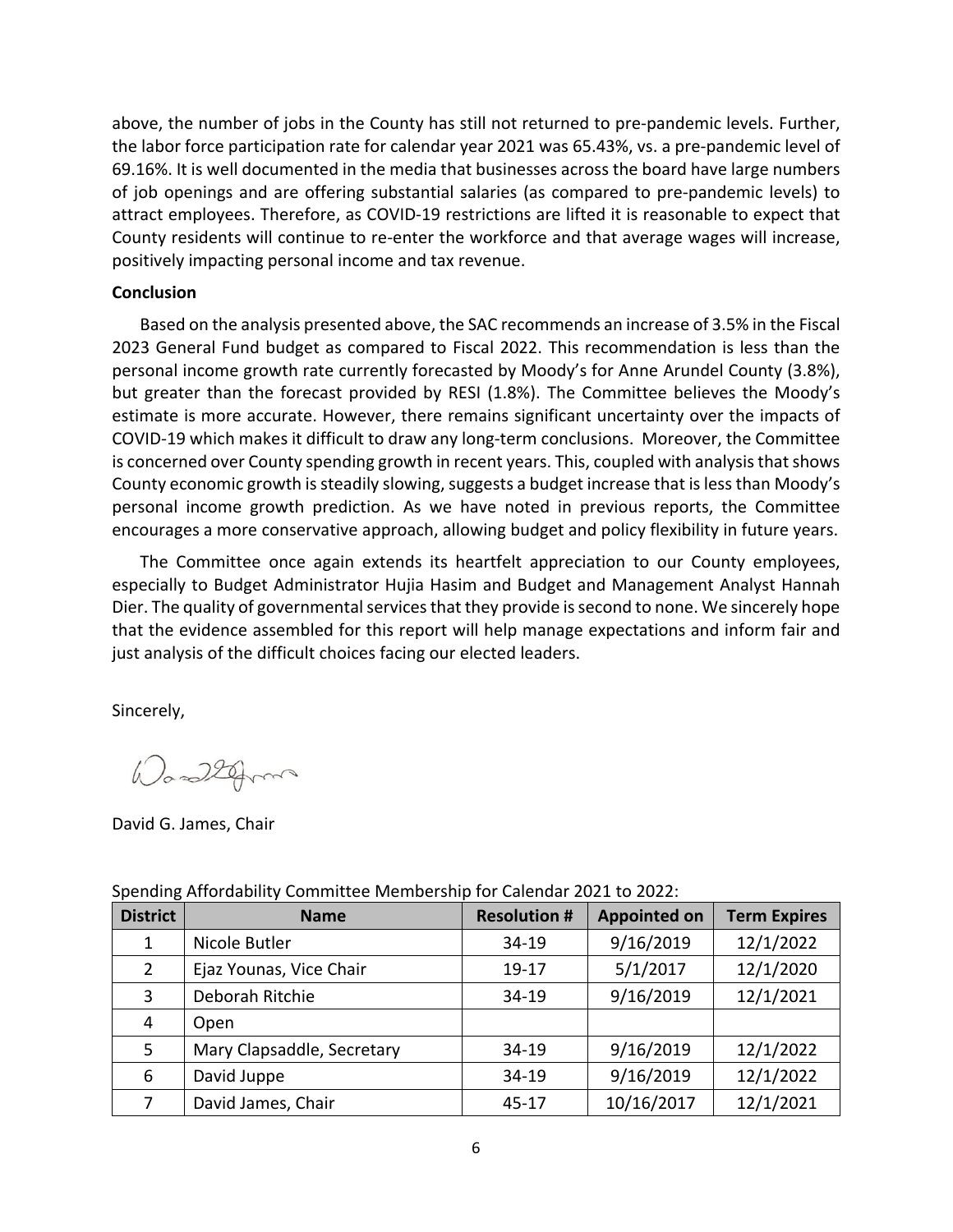above, the number of jobs in the County has still not returned to pre-pandemic levels. Further, the labor force participation rate for calendar year 2021 was 65.43%, vs. a pre-pandemic level of 69.16%. It is well documented in the media that businesses across the board have large numbers of job openings and are offering substantial salaries (as compared to pre-pandemic levels) to attract employees. Therefore, as COVID-19 restrictions are lifted it is reasonable to expect that County residents will continue to re-enter the workforce and that average wages will increase, positively impacting personal income and tax revenue.

**Conclusion**

Based on the analysis presented above, the SAC recommends an increase of 3.5% in the Fiscal 2023 General Fund budget as compared to Fiscal 2022. This recommendation is less than the personal income growth rate currently forecasted by Moody's for Anne Arundel County (3.8%), but greater than the forecast provided by RESI (1.8%). The Committee believes the Moody's estimate is more accurate. However, there remains significant uncertainty over the impacts of COVID-19 which makes it difficult to draw any long-term conclusions. Moreover, the Committee is concerned over County spending growth in recent years. This, coupled with analysis that shows County economic growth is steadily slowing, suggests a budget increase that is less than Moody's personal income growth prediction. As we have noted in previous reports, the Committee encourages a more conservative approach, allowing budget and policy flexibility in future years.

The Committee once again extends its heartfelt appreciation to our County employees, especially to Budget Administrator Hujia Hasim and Budget and Management Analyst Hannah Dier. The quality of governmental services that they provide is second to none. We sincerely hope that the evidence assembled for this report will help manage expectations and inform fair and just analysis of the difficult choices facing our elected leaders.

Sincerely,

David G. James, Chair

Spending Affordability Committee Membership for Calendar 2021 to 2022:

| District | Name | Resolution # | Appointed on | Term Expires |
|---|---|---|---|---|
| 1 | Nicole Butler | 34-19 | 9/16/2019 | 12/1/2022 |
| 2 | Ejaz Younas, Vice Chair | 19-17 | 5/1/2017 | 12/1/2020 |
| 3 | Deborah Ritchie | 34-19 | 9/16/2019 | 12/1/2021 |
| 4 | Open | | | |
| 5 | Mary Clapsaddle, Secretary | 34-19 | 9/16/2019 | 12/1/2022 |
| 6 | David Juppe | 34-19 | 9/16/2019 | 12/1/2022 |
| 7 | David James, Chair | 45-17 | 10/16/2017 | 12/1/2021 |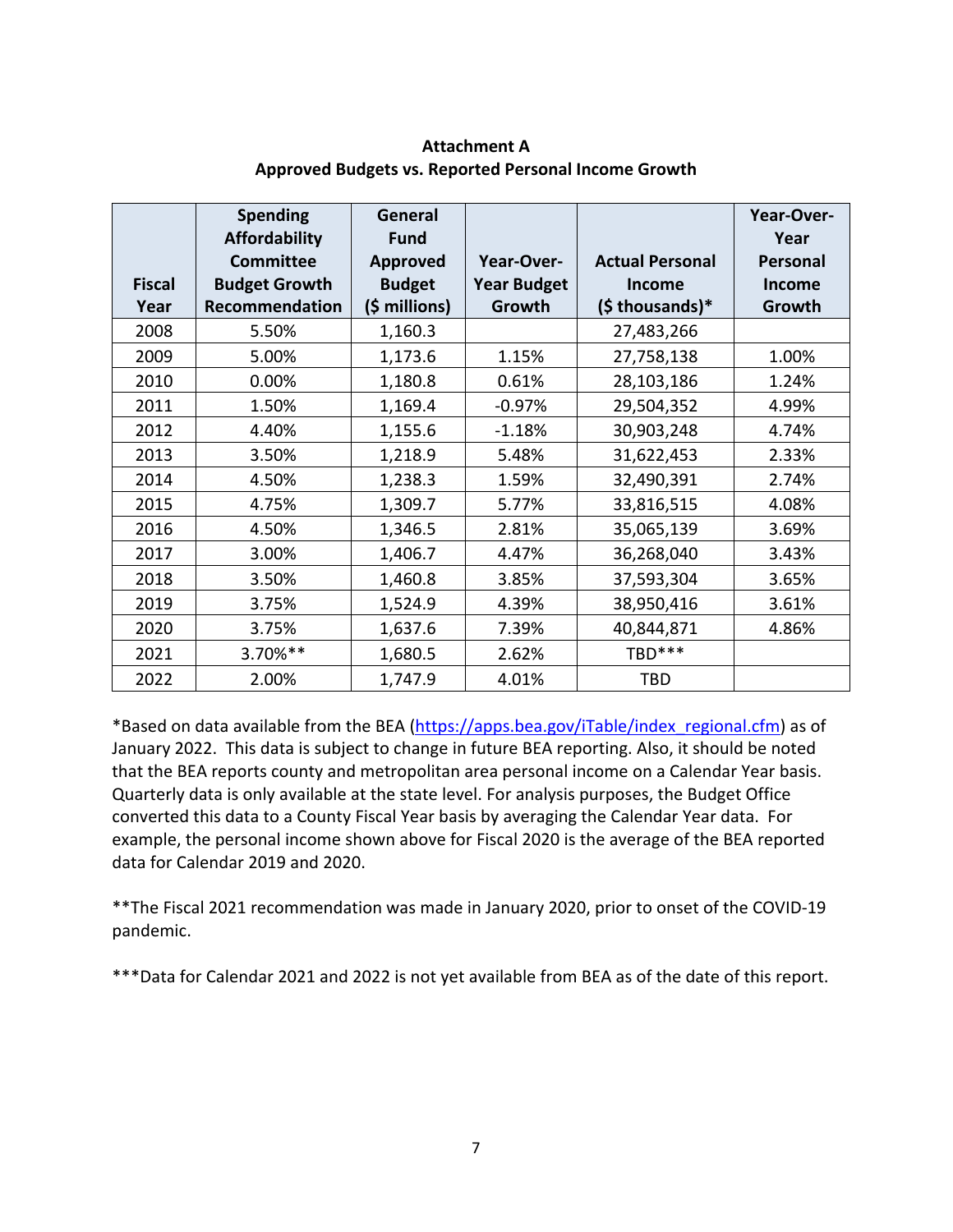**Attachment A**
**Approved Budgets vs. Reported Personal Income Growth**

| Fiscal Year | Spending Affordability Committee Budget Growth Recommendation | General Fund Approved Budget ($ millions) | Year-Over-Year Budget Growth | Actual Personal Income ($ thousands)* | Year-Over-Year Personal Income Growth |
|---|---|---|---|---|---|
| 2008 | 5.50% | 1,160.3 | | 27,483,266 | |
| 2009 | 5.00% | 1,173.6 | 1.15% | 27,758,138 | 1.00% |
| 2010 | 0.00% | 1,180.8 | 0.61% | 28,103,186 | 1.24% |
| 2011 | 1.50% | 1,169.4 | -0.97% | 29,504,352 | 4.99% |
| 2012 | 4.40% | 1,155.6 | -1.18% | 30,903,248 | 4.74% |
| 2013 | 3.50% | 1,218.9 | 5.48% | 31,622,453 | 2.33% |
| 2014 | 4.50% | 1,238.3 | 1.59% | 32,490,391 | 2.74% |
| 2015 | 4.75% | 1,309.7 | 5.77% | 33,816,515 | 4.08% |
| 2016 | 4.50% | 1,346.5 | 2.81% | 35,065,139 | 3.69% |
| 2017 | 3.00% | 1,406.7 | 4.47% | 36,268,040 | 3.43% |
| 2018 | 3.50% | 1,460.8 | 3.85% | 37,593,304 | 3.65% |
| 2019 | 3.75% | 1,524.9 | 4.39% | 38,950,416 | 3.61% |
| 2020 | 3.75% | 1,637.6 | 7.39% | 40,844,871 | 4.86% |
| 2021 | 3.70%** | 1,680.5 | 2.62% | TBD*** | |
| 2022 | 2.00% | 1,747.9 | 4.01% | TBD | |

*Based on data available from the BEA (https://apps.bea.gov/iTable/index_regional.cfm) as of January 2022. This data is subject to change in future BEA reporting. Also, it should be noted that the BEA reports county and metropolitan area personal income on a Calendar Year basis. Quarterly data is only available at the state level. For analysis purposes, the Budget Office converted this data to a County Fiscal Year basis by averaging the Calendar Year data. For example, the personal income shown above for Fiscal 2020 is the average of the BEA reported data for Calendar 2019 and 2020.

**The Fiscal 2021 recommendation was made in January 2020, prior to onset of the COVID-19 pandemic.

***Data for Calendar 2021 and 2022 is not yet available from BEA as of the date of this report.